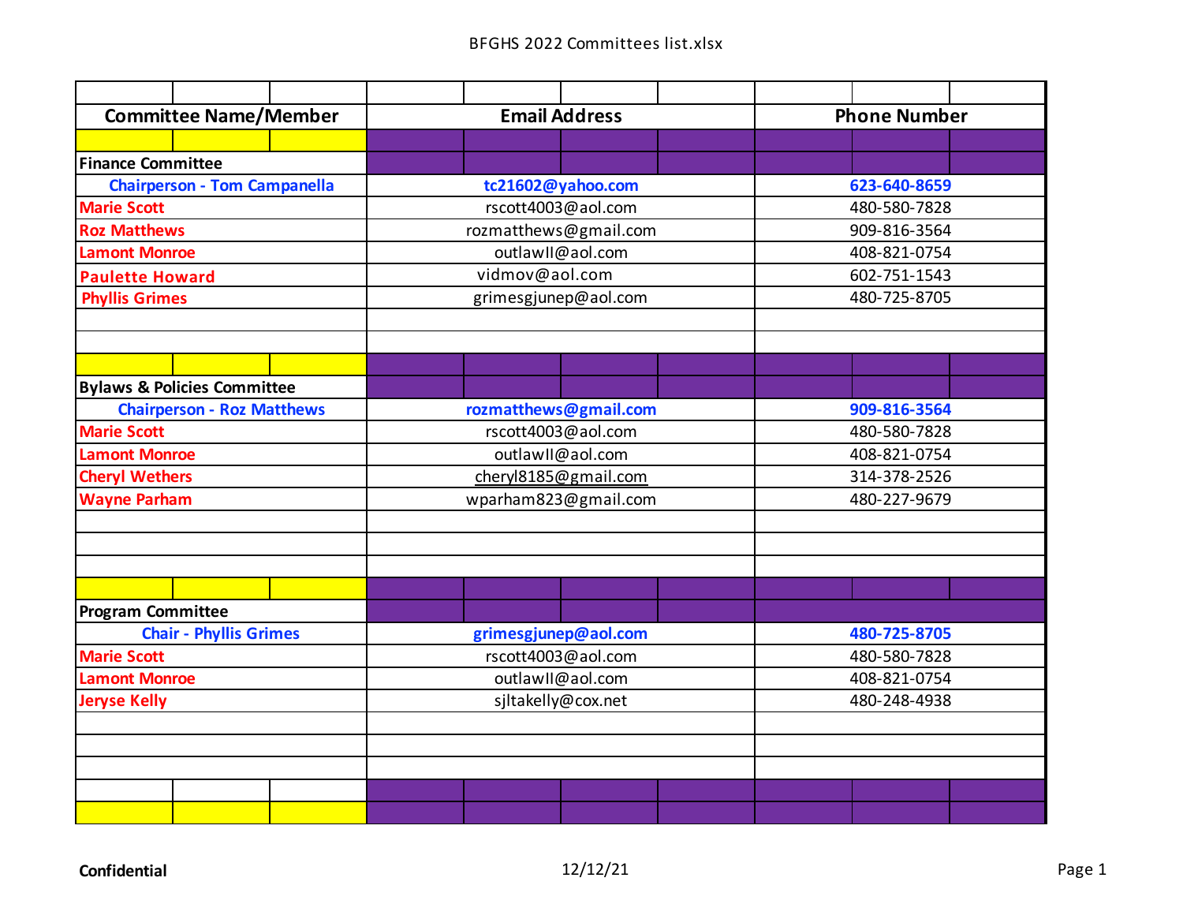| Committee Name/Member | Email Address | Phone Number |
|---|---|---|
| **Finance Committee** | | |
| **Chairperson - Tom Campanella** | **tc21602@yahoo.com** | **623-640-8659** |
| **Marie Scott** | rscott4003@aol.com | 480-580-7828 |
| **Roz Matthews** | rozmatthews@gmail.com | 909-816-3564 |
| **Lamont Monroe** | outlawII@aol.com | 408-821-0754 |
| **Paulette Howard** | vidmov@aol.com | 602-751-1543 |
| **Phyllis Grimes** | grimesgjunep@aol.com | 480-725-8705 |
| | | |
| **Bylaws & Policies Committee** | | |
| **Chairperson - Roz Matthews** | **rozmatthews@gmail.com** | **909-816-3564** |
| **Marie Scott** | rscott4003@aol.com | 480-580-7828 |
| **Lamont Monroe** | outlawII@aol.com | 408-821-0754 |
| **Cheryl Wethers** | cheryl8185@gmail.com | 314-378-2526 |
| **Wayne Parham** | wparham823@gmail.com | 480-227-9679 |
| | | |
| **Program Committee** | | |
| **Chair - Phyllis Grimes** | **grimesgjunep@aol.com** | **480-725-8705** |
| **Marie Scott** | rscott4003@aol.com | 480-580-7828 |
| **Lamont Monroe** | outlawII@aol.com | 408-821-0754 |
| **Jeryse Kelly** | sjltakelly@cox.net | 480-248-4938 |

**Confidential** 12/12/21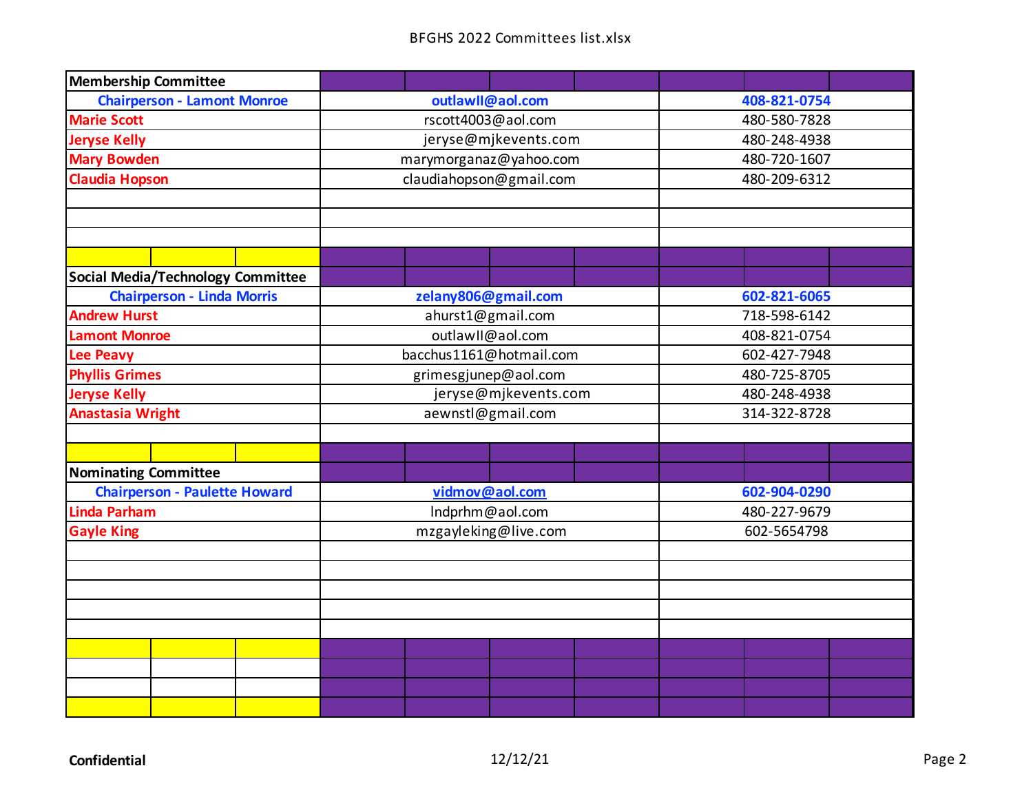| Membership Committee | | |
|---|---|---|
| Chairperson - Lamont Monroe | outlawII@aol.com | 408-821-0754 |
| Marie Scott | rscott4003@aol.com | 480-580-7828 |
| Jeryse Kelly | jeryse@mjkevents.com | 480-248-4938 |
| Mary Bowden | marymorganaz@yahoo.com | 480-720-1607 |
| Claudia Hopson | claudiahopson@gmail.com | 480-209-6312 |

| Social Media/Technology Committee | | |
|---|---|---|
| Chairperson - Linda Morris | zelany806@gmail.com | 602-821-6065 |
| Andrew Hurst | ahurst1@gmail.com | 718-598-6142 |
| Lamont Monroe | outlawII@aol.com | 408-821-0754 |
| Lee Peavy | bacchus1161@hotmail.com | 602-427-7948 |
| Phyllis Grimes | grimesgjunep@aol.com | 480-725-8705 |
| Jeryse Kelly | jeryse@mjkevents.com | 480-248-4938 |
| Anastasia Wright | aewnstl@gmail.com | 314-322-8728 |

| Nominating Committee | | |
|---|---|---|
| Chairperson - Paulette Howard | vidmov@aol.com | 602-904-0290 |
| Linda Parham | lndprhm@aol.com | 480-227-9679 |
| Gayle King | mzgayleking@live.com | 602-5654798 |

Confidential

12/12/21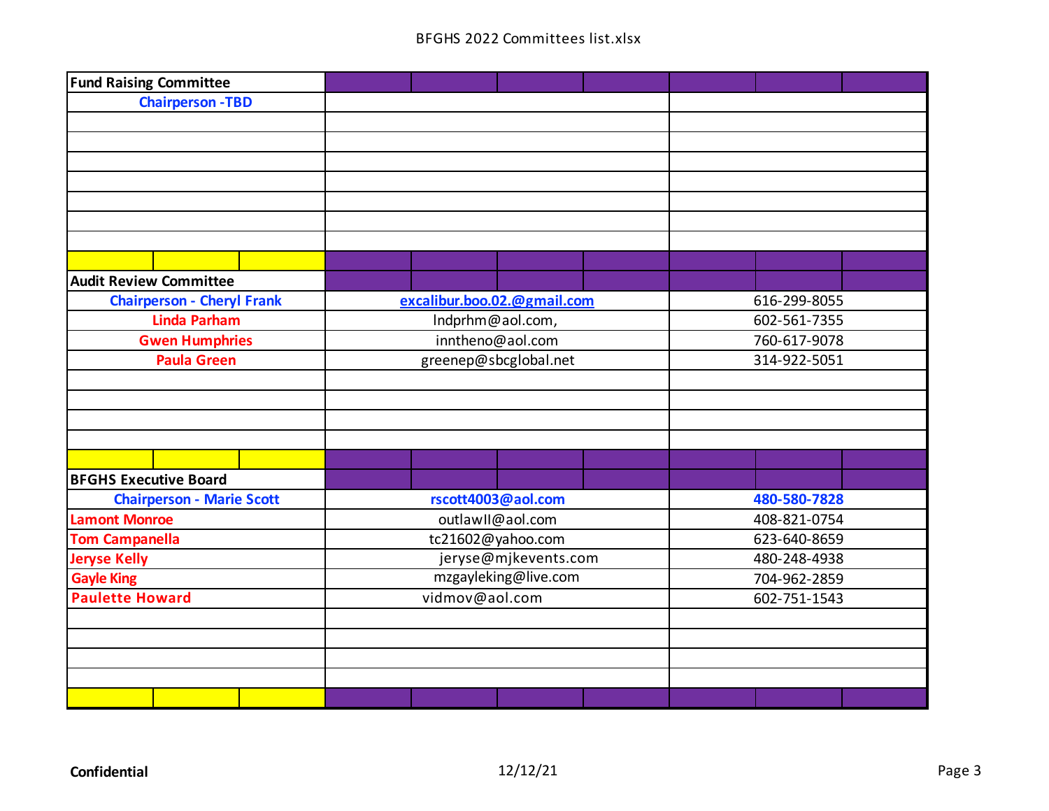| | | |
|---|---|---|
| **Fund Raising Committee** | | |
| Chairperson -TBD | | |
| | | |
| | | |
| | | |
| | | |
| | | |
| | | |
| | | |
| | | |
| **Audit Review Committee** | | |
| Chairperson - Cheryl Frank | excalibur.boo.02.@gmail.com | 616-299-8055 |
| Linda Parham | lndprhm@aol.com, | 602-561-7355 |
| Gwen Humphries | inntheno@aol.com | 760-617-9078 |
| Paula Green | greenep@sbcglobal.net | 314-922-5051 |
| | | |
| | | |
| | | |
| | | |
| | | |
| **BFGHS Executive Board** | | |
| Chairperson - Marie Scott | rscott4003@aol.com | 480-580-7828 |
| Lamont Monroe | outlawII@aol.com | 408-821-0754 |
| Tom Campanella | tc21602@yahoo.com | 623-640-8659 |
| Jeryse Kelly | jeryse@mjkevents.com | 480-248-4938 |
| Gayle King | mzgayleking@live.com | 704-962-2859 |
| Paulette Howard | vidmov@aol.com | 602-751-1543 |
| | | |
| | | |
| | | |
| | | |
| | | |

**Confidential** 12/12/21